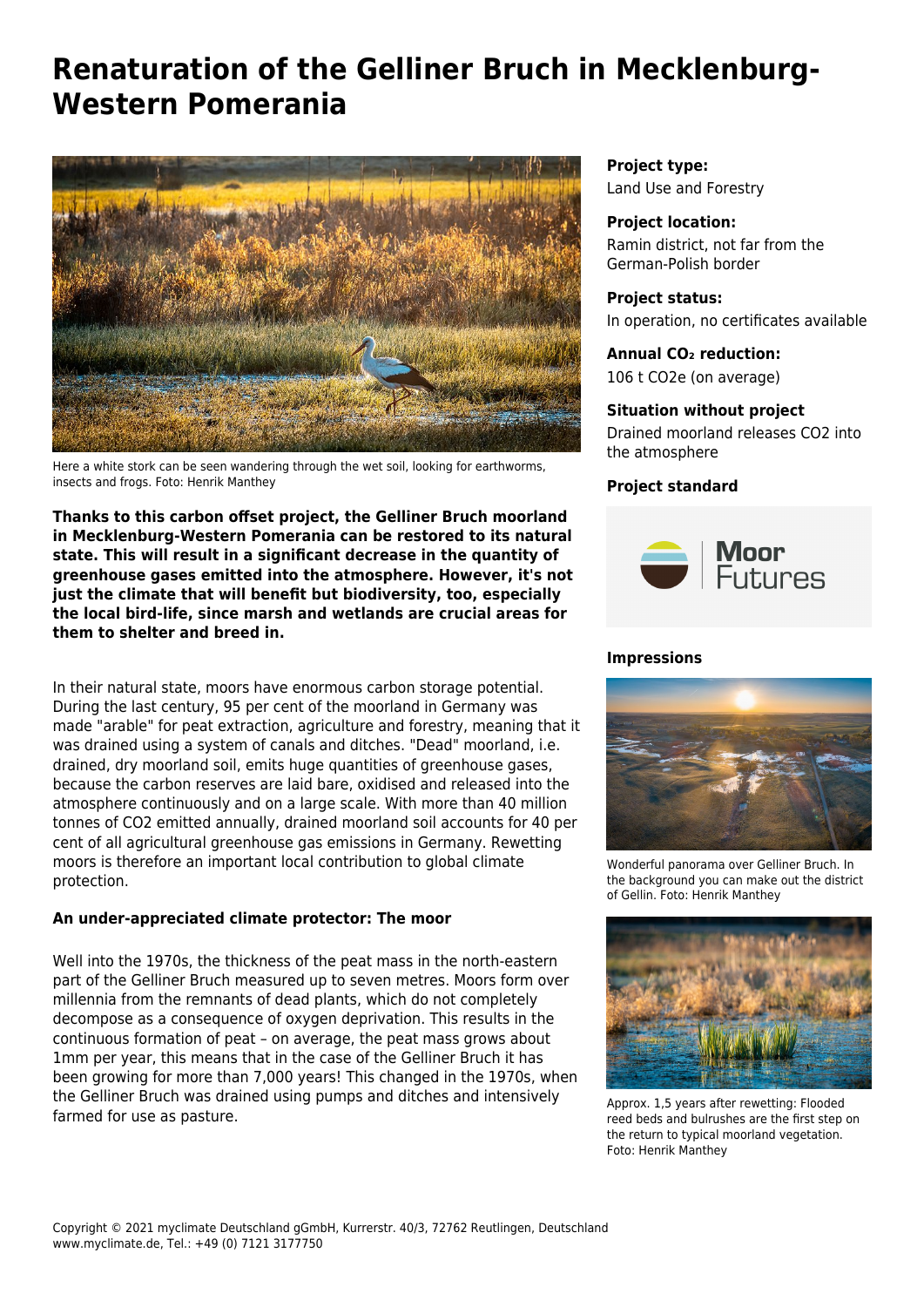# Renaturation of the Gelliner Bruch in Mecklenburg-Western Pomerania

Here a white stork can be seen wandering through the wet soil, looking for earthworms, insects and frogs. Foto: Henrik Manthey

**Thanks to this carbon offset project, the Gelliner Bruch moorland in Mecklenburg-Western Pomerania can be restored to its natural state. This will result in a significant decrease in the quantity of greenhouse gases emitted into the atmosphere. However, it's not just the climate that will benefit but biodiversity, too, especially the local bird-life, since marsh and wetlands are crucial areas for them to shelter and breed in.**

In their natural state, moors have enormous carbon storage potential. During the last century, 95 per cent of the moorland in Germany was made "arable" for peat extraction, agriculture and forestry, meaning that it was drained using a system of canals and ditches. "Dead" moorland, i.e. drained, dry moorland soil, emits huge quantities of greenhouse gases, because the carbon reserves are laid bare, oxidised and released into the atmosphere continuously and on a large scale. With more than 40 million tonnes of $CO_2$ emitted annually, drained moorland soil accounts for 40 per cent of all agricultural greenhouse gas emissions in Germany. Rewetting moors is therefore an important local contribution to global climate protection.

### An under-appreciated climate protector: The moor

Well into the 1970s, the thickness of the peat mass in the north-eastern part of the Gelliner Bruch measured up to seven metres. Moors form over millennia from the remnants of dead plants, which do not completely decompose as a consequence of oxygen deprivation. This results in the continuous formation of peat – on average, the peat mass grows about 1mm per year, this means that in the case of the Gelliner Bruch it has been growing for more than 7,000 years! This changed in the 1970s, when the Gelliner Bruch was drained using pumps and ditches and intensively farmed for use as pasture.

**Project type:**
Land Use and Forestry

**Project location:**
Ramin district, not far from the German-Polish border

**Project status:**
In operation, no certificates available

**Annual $CO_2$ reduction:**
106 t $CO_2e$ (on average)

**Situation without project**
Drained moorland releases $CO_2$ into the atmosphere

**Project standard**

MoorFutures

**Impressions**

Wonderful panorama over Gelliner Bruch. In the background you can make out the district of Gellin. Foto: Henrik Manthey

Approx. 1,5 years after rewetting: Flooded reed beds and bulrushes are the first step on the return to typical moorland vegetation. Foto: Henrik Manthey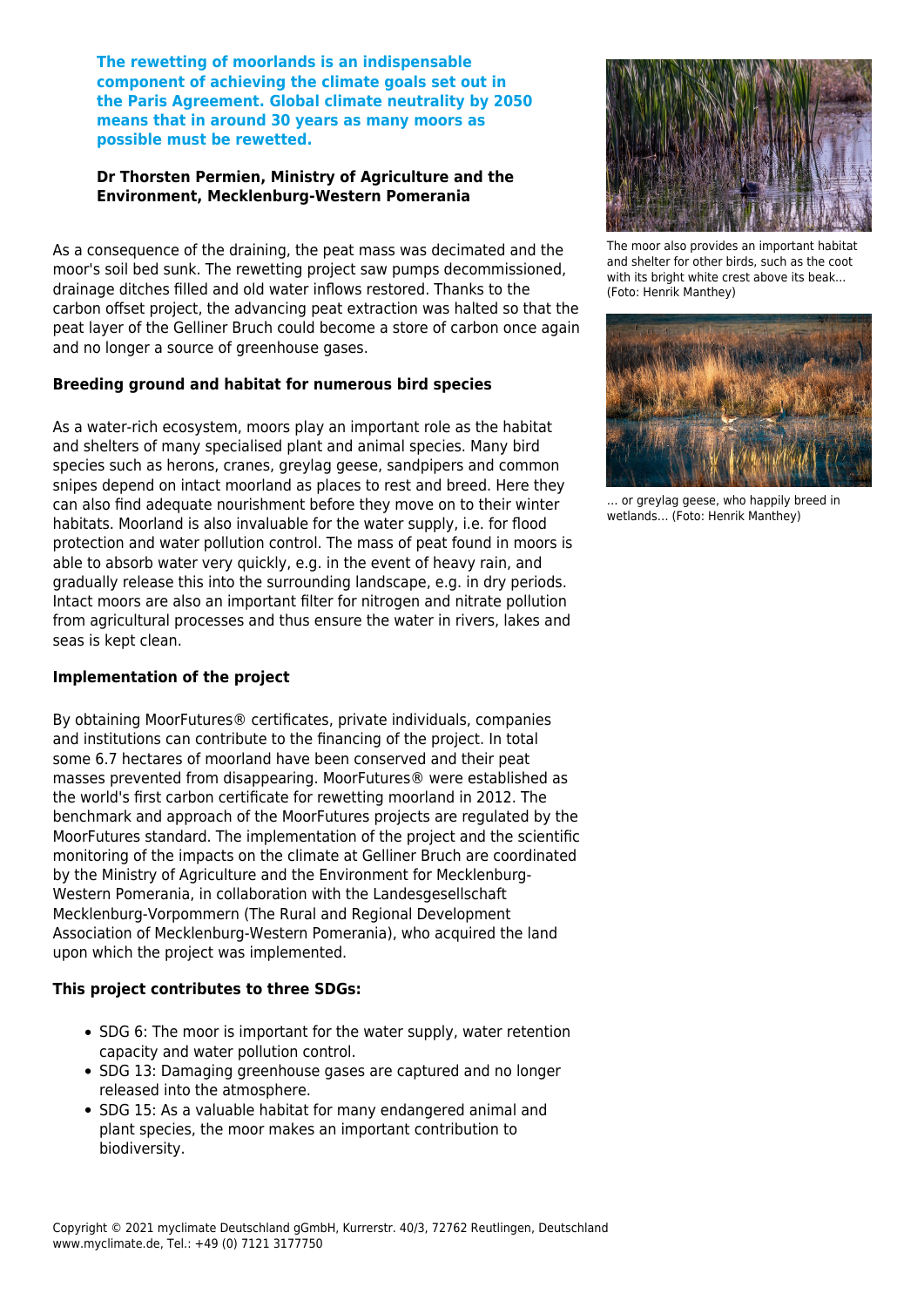**The rewetting of moorlands is an indispensable component of achieving the climate goals set out in the Paris Agreement. Global climate neutrality by 2050 means that in around 30 years as many moors as possible must be rewetted.**

**Dr Thorsten Permien, Ministry of Agriculture and the Environment, Mecklenburg-Western Pomerania**

As a consequence of the draining, the peat mass was decimated and the moor's soil bed sunk. The rewetting project saw pumps decommissioned, drainage ditches filled and old water inflows restored. Thanks to the carbon offset project, the advancing peat extraction was halted so that the peat layer of the Gelliner Bruch could become a store of carbon once again and no longer a source of greenhouse gases.

The moor also provides an important habitat and shelter for other birds, such as the coot with its bright white crest above its beak... (Foto: Henrik Manthey)

... or greylag geese, who happily breed in wetlands... (Foto: Henrik Manthey)

### Breeding ground and habitat for numerous bird species

As a water-rich ecosystem, moors play an important role as the habitat and shelters of many specialised plant and animal species. Many bird species such as herons, cranes, greylag geese, sandpipers and common snipes depend on intact moorland as places to rest and breed. Here they can also find adequate nourishment before they move on to their winter habitats. Moorland is also invaluable for the water supply, i.e. for flood protection and water pollution control. The mass of peat found in moors is able to absorb water very quickly, e.g. in the event of heavy rain, and gradually release this into the surrounding landscape, e.g. in dry periods. Intact moors are also an important filter for nitrogen and nitrate pollution from agricultural processes and thus ensure the water in rivers, lakes and seas is kept clean.

### Implementation of the project

By obtaining MoorFutures® certificates, private individuals, companies and institutions can contribute to the financing of the project. In total some 6.7 hectares of moorland have been conserved and their peat masses prevented from disappearing. MoorFutures® were established as the world's first carbon certificate for rewetting moorland in 2012. The benchmark and approach of the MoorFutures projects are regulated by the MoorFutures standard. The implementation of the project and the scientific monitoring of the impacts on the climate at Gelliner Bruch are coordinated by the Ministry of Agriculture and the Environment for Mecklenburg-Western Pomerania, in collaboration with the Landesgesellschaft Mecklenburg-Vorpommern (The Rural and Regional Development Association of Mecklenburg-Western Pomerania), who acquired the land upon which the project was implemented.

### This project contributes to three SDGs:

- SDG 6: The moor is important for the water supply, water retention capacity and water pollution control.
- SDG 13: Damaging greenhouse gases are captured and no longer released into the atmosphere.
- SDG 15: As a valuable habitat for many endangered animal and plant species, the moor makes an important contribution to biodiversity.

Copyright © 2021 myclimate Deutschland gGmbH, Kurrerstr. 40/3, 72762 Reutlingen, Deutschland
www.myclimate.de, Tel.: +49 (0) 7121 3177750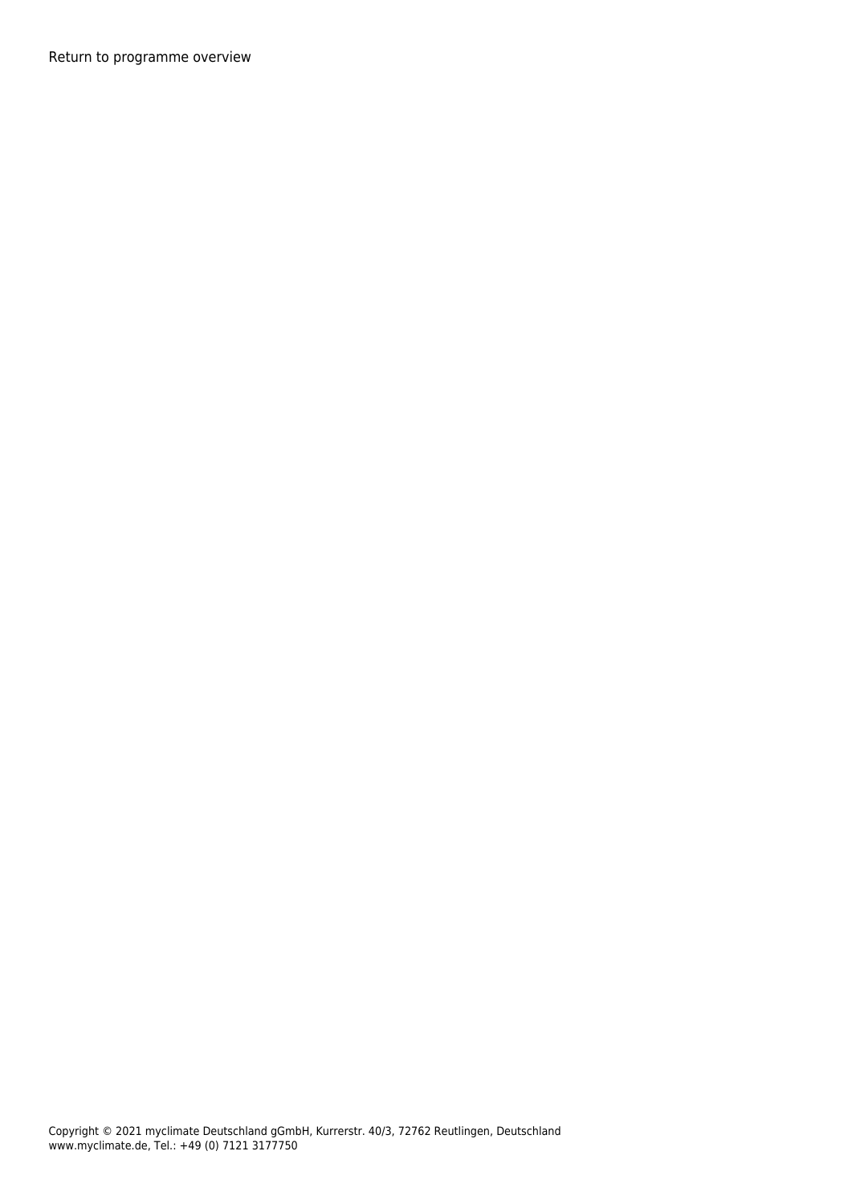Return to programme overview